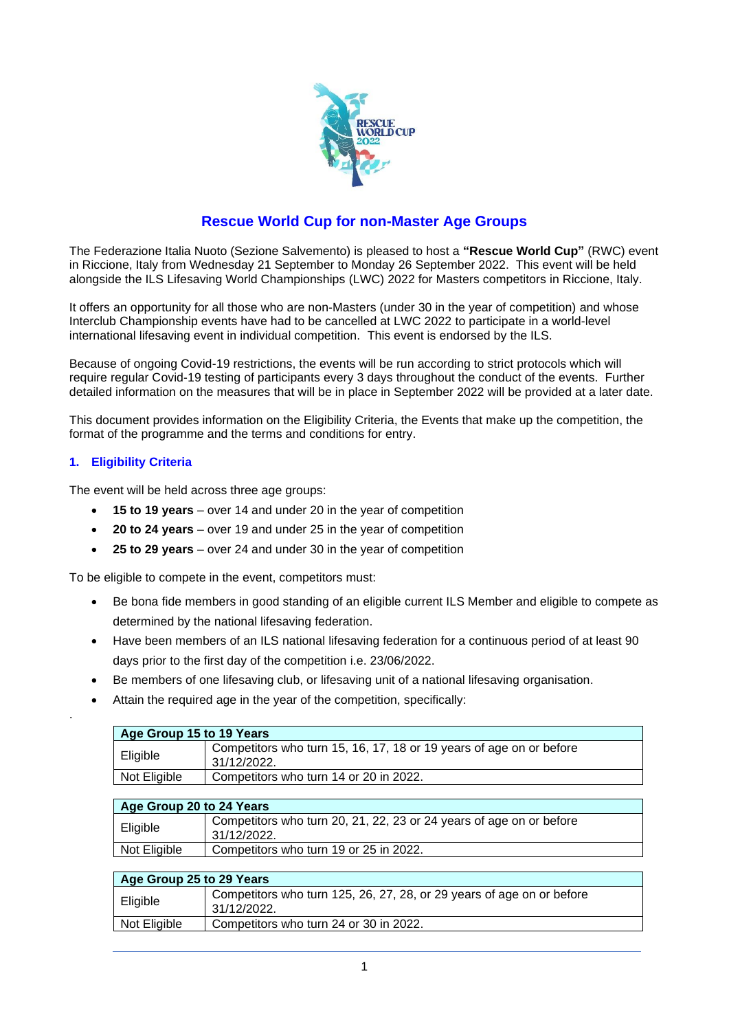## Rescue World Cup for non-Master Age Groups

The Federazione Italia Nuoto (Sezione Salvemento) is pleased to host a **"Rescue World Cup"** (RWC) event in Riccione, Italy from Wednesday 21 September to Monday 26 September 2022. This event will be held alongside the ILS Lifesaving World Championships (LWC) 2022 for Masters competitors in Riccione, Italy.

It offers an opportunity for all those who are non-Masters (under 30 in the year of competition) and whose Interclub Championship events have had to be cancelled at LWC 2022 to participate in a world-level international lifesaving event in individual competition. This event is endorsed by the ILS.

Because of ongoing Covid-19 restrictions, the events will be run according to strict protocols which will require regular Covid-19 testing of participants every 3 days throughout the conduct of the events. Further detailed information on the measures that will be in place in September 2022 will be provided at a later date.

This document provides information on the Eligibility Criteria, the Events that make up the competition, the format of the programme and the terms and conditions for entry.

### 1. Eligibility Criteria

The event will be held across three age groups:

- **15 to 19 years** – over 14 and under 20 in the year of competition
- **20 to 24 years** – over 19 and under 25 in the year of competition
- **25 to 29 years** – over 24 and under 30 in the year of competition

To be eligible to compete in the event, competitors must:

- Be bona fide members in good standing of an eligible current ILS Member and eligible to compete as determined by the national lifesaving federation.
- Have been members of an ILS national lifesaving federation for a continuous period of at least 90 days prior to the first day of the competition i.e. 23/06/2022.
- Be members of one lifesaving club, or lifesaving unit of a national lifesaving organisation.
- Attain the required age in the year of the competition, specifically:

| Age Group 15 to 19 Years | |
|---|---|
| Eligible | Competitors who turn 15, 16, 17, 18 or 19 years of age on or before 31/12/2022. |
| Not Eligible | Competitors who turn 14 or 20 in 2022. |

| Age Group 20 to 24 Years | |
|---|---|
| Eligible | Competitors who turn 20, 21, 22, 23 or 24 years of age on or before 31/12/2022. |
| Not Eligible | Competitors who turn 19 or 25 in 2022. |

| Age Group 25 to 29 Years | |
|---|---|
| Eligible | Competitors who turn 125, 26, 27, 28, or 29 years of age on or before 31/12/2022. |
| Not Eligible | Competitors who turn 24 or 30 in 2022. |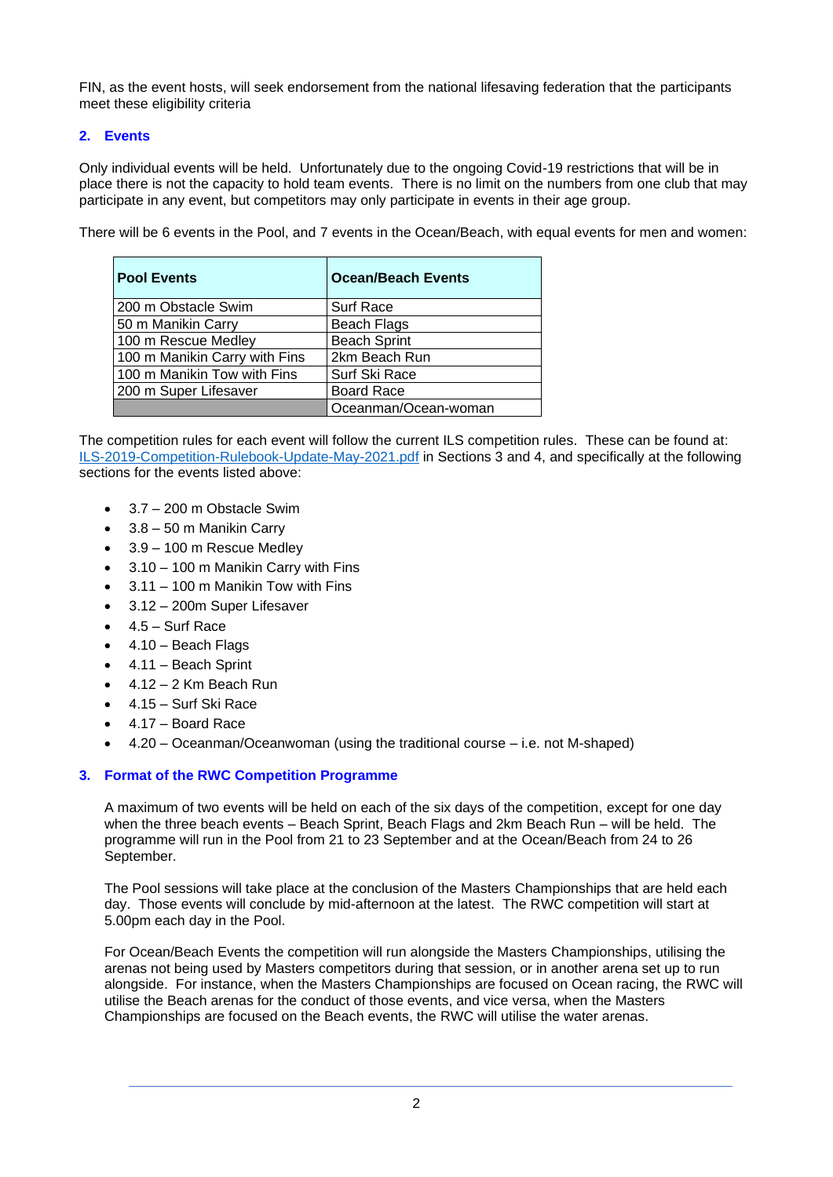FIN, as the event hosts, will seek endorsement from the national lifesaving federation that the participants meet these eligibility criteria

## 2. Events

Only individual events will be held. Unfortunately due to the ongoing Covid-19 restrictions that will be in place there is not the capacity to hold team events. There is no limit on the numbers from one club that may participate in any event, but competitors may only participate in events in their age group.

There will be 6 events in the Pool, and 7 events in the Ocean/Beach, with equal events for men and women:

| Pool Events | Ocean/Beach Events |
|---|---|
| 200 m Obstacle Swim | Surf Race |
| 50 m Manikin Carry | Beach Flags |
| 100 m Rescue Medley | Beach Sprint |
| 100 m Manikin Carry with Fins | 2km Beach Run |
| 100 m Manikin Tow with Fins | Surf Ski Race |
| 200 m Super Lifesaver | Board Race |
| | Oceanman/Ocean-woman |

The competition rules for each event will follow the current ILS competition rules. These can be found at: [ILS-2019-Competition-Rulebook-Update-May-2021.pdf](ILS-2019-Competition-Rulebook-Update-May-2021.pdf) in Sections 3 and 4, and specifically at the following sections for the events listed above:

- 3.7 – 200 m Obstacle Swim
- 3.8 – 50 m Manikin Carry
- 3.9 – 100 m Rescue Medley
- 3.10 – 100 m Manikin Carry with Fins
- 3.11 – 100 m Manikin Tow with Fins
- 3.12 – 200m Super Lifesaver
- 4.5 – Surf Race
- 4.10 – Beach Flags
- 4.11 – Beach Sprint
- 4.12 – 2 Km Beach Run
- 4.15 – Surf Ski Race
- 4.17 – Board Race
- 4.20 – Oceanman/Oceanwoman (using the traditional course – i.e. not M-shaped)

## 3. Format of the RWC Competition Programme

A maximum of two events will be held on each of the six days of the competition, except for one day when the three beach events – Beach Sprint, Beach Flags and 2km Beach Run – will be held. The programme will run in the Pool from 21 to 23 September and at the Ocean/Beach from 24 to 26 September.

The Pool sessions will take place at the conclusion of the Masters Championships that are held each day. Those events will conclude by mid-afternoon at the latest. The RWC competition will start at 5.00pm each day in the Pool.

For Ocean/Beach Events the competition will run alongside the Masters Championships, utilising the arenas not being used by Masters competitors during that session, or in another arena set up to run alongside. For instance, when the Masters Championships are focused on Ocean racing, the RWC will utilise the Beach arenas for the conduct of those events, and vice versa, when the Masters Championships are focused on the Beach events, the RWC will utilise the water arenas.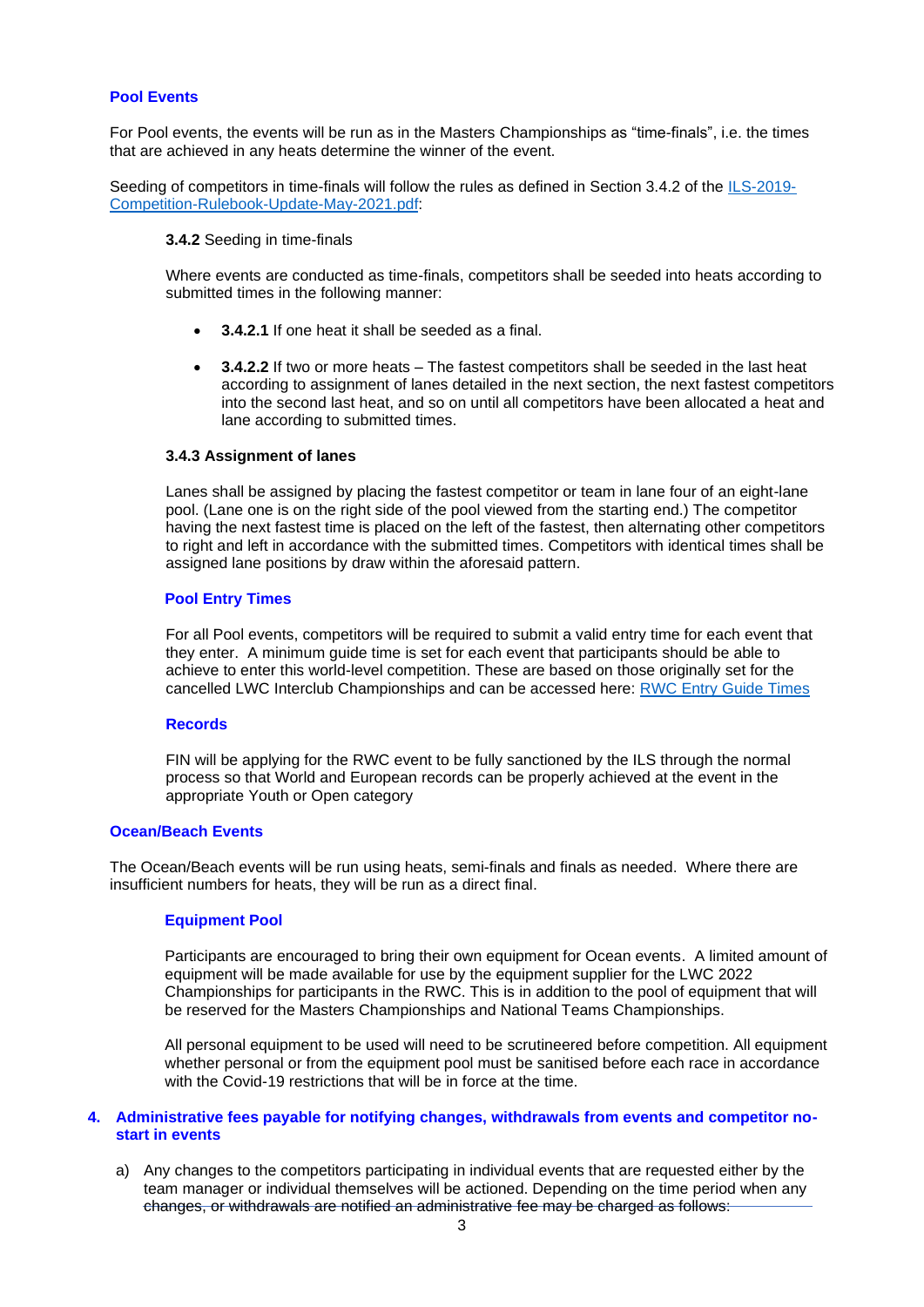### Pool Events

For Pool events, the events will be run as in the Masters Championships as "time-finals", i.e. the times that are achieved in any heats determine the winner of the event.

Seeding of competitors in time-finals will follow the rules as defined in Section 3.4.2 of the [ILS-2019-Competition-Rulebook-Update-May-2021.pdf](ILS-2019-Competition-Rulebook-Update-May-2021.pdf):

**3.4.2** Seeding in time-finals

Where events are conducted as time-finals, competitors shall be seeded into heats according to submitted times in the following manner:

- **3.4.2.1** If one heat it shall be seeded as a final.
- **3.4.2.2** If two or more heats – The fastest competitors shall be seeded in the last heat according to assignment of lanes detailed in the next section, the next fastest competitors into the second last heat, and so on until all competitors have been allocated a heat and lane according to submitted times.

**3.4.3 Assignment of lanes**

Lanes shall be assigned by placing the fastest competitor or team in lane four of an eight-lane pool. (Lane one is on the right side of the pool viewed from the starting end.) The competitor having the next fastest time is placed on the left of the fastest, then alternating other competitors to right and left in accordance with the submitted times. Competitors with identical times shall be assigned lane positions by draw within the aforesaid pattern.

#### Pool Entry Times

For all Pool events, competitors will be required to submit a valid entry time for each event that they enter. A minimum guide time is set for each event that participants should be able to achieve to enter this world-level competition. These are based on those originally set for the cancelled LWC Interclub Championships and can be accessed here: RWC Entry Guide Times

#### Records

FIN will be applying for the RWC event to be fully sanctioned by the ILS through the normal process so that World and European records can be properly achieved at the event in the appropriate Youth or Open category

### Ocean/Beach Events

The Ocean/Beach events will be run using heats, semi-finals and finals as needed. Where there are insufficient numbers for heats, they will be run as a direct final.

#### Equipment Pool

Participants are encouraged to bring their own equipment for Ocean events. A limited amount of equipment will be made available for use by the equipment supplier for the LWC 2022 Championships for participants in the RWC. This is in addition to the pool of equipment that will be reserved for the Masters Championships and National Teams Championships.

All personal equipment to be used will need to be scrutineered before competition. All equipment whether personal or from the equipment pool must be sanitised before each race in accordance with the Covid-19 restrictions that will be in force at the time.

## 4. Administrative fees payable for notifying changes, withdrawals from events and competitor no-start in events

a) Any changes to the competitors participating in individual events that are requested either by the team manager or individual themselves will be actioned. Depending on the time period when any changes, or withdrawals are notified an administrative fee may be charged as follows: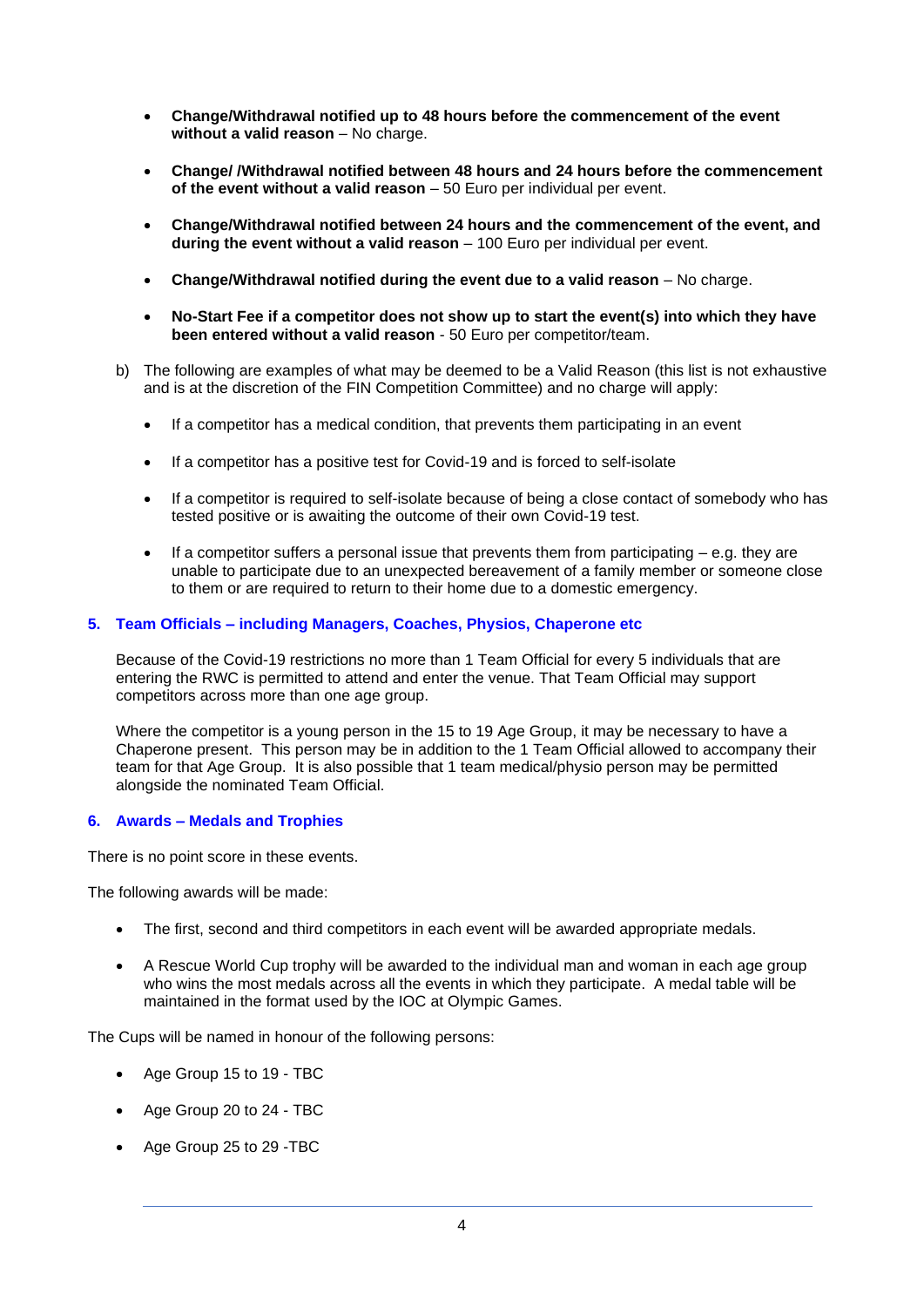- **Change/Withdrawal notified up to 48 hours before the commencement of the event without a valid reason** – No charge.

- **Change/ /Withdrawal notified between 48 hours and 24 hours before the commencement of the event without a valid reason** – 50 Euro per individual per event.

- **Change/Withdrawal notified between 24 hours and the commencement of the event, and during the event without a valid reason** – 100 Euro per individual per event.

- **Change/Withdrawal notified during the event due to a valid reason** – No charge.

- **No-Start Fee if a competitor does not show up to start the event(s) into which they have been entered without a valid reason** - 50 Euro per competitor/team.

b) The following are examples of what may be deemed to be a Valid Reason (this list is not exhaustive and is at the discretion of the FIN Competition Committee) and no charge will apply:

- If a competitor has a medical condition, that prevents them participating in an event

- If a competitor has a positive test for Covid-19 and is forced to self-isolate

- If a competitor is required to self-isolate because of being a close contact of somebody who has tested positive or is awaiting the outcome of their own Covid-19 test.

- If a competitor suffers a personal issue that prevents them from participating – e.g. they are unable to participate due to an unexpected bereavement of a family member or someone close to them or are required to return to their home due to a domestic emergency.

## 5. Team Officials – including Managers, Coaches, Physios, Chaperone etc

Because of the Covid-19 restrictions no more than 1 Team Official for every 5 individuals that are entering the RWC is permitted to attend and enter the venue. That Team Official may support competitors across more than one age group.

Where the competitor is a young person in the 15 to 19 Age Group, it may be necessary to have a Chaperone present. This person may be in addition to the 1 Team Official allowed to accompany their team for that Age Group. It is also possible that 1 team medical/physio person may be permitted alongside the nominated Team Official.

## 6. Awards – Medals and Trophies

There is no point score in these events.

The following awards will be made:

- The first, second and third competitors in each event will be awarded appropriate medals.

- A Rescue World Cup trophy will be awarded to the individual man and woman in each age group who wins the most medals across all the events in which they participate. A medal table will be maintained in the format used by the IOC at Olympic Games.

The Cups will be named in honour of the following persons:

- Age Group 15 to 19 - TBC

- Age Group 20 to 24 - TBC

- Age Group 25 to 29 -TBC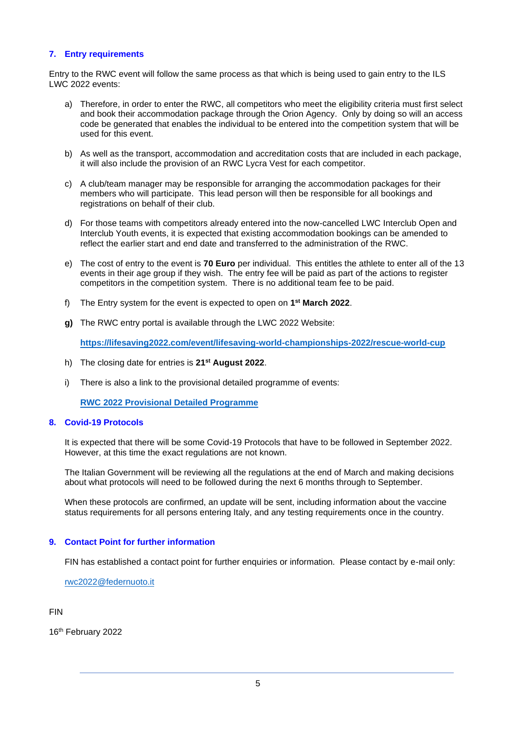## 7. Entry requirements

Entry to the RWC event will follow the same process as that which is being used to gain entry to the ILS LWC 2022 events:

a) Therefore, in order to enter the RWC, all competitors who meet the eligibility criteria must first select and book their accommodation package through the Orion Agency. Only by doing so will an access code be generated that enables the individual to be entered into the competition system that will be used for this event.

b) As well as the transport, accommodation and accreditation costs that are included in each package, it will also include the provision of an RWC Lycra Vest for each competitor.

c) A club/team manager may be responsible for arranging the accommodation packages for their members who will participate. This lead person will then be responsible for all bookings and registrations on behalf of their club.

d) For those teams with competitors already entered into the now-cancelled LWC Interclub Open and Interclub Youth events, it is expected that existing accommodation bookings can be amended to reflect the earlier start and end date and transferred to the administration of the RWC.

e) The cost of entry to the event is **70 Euro** per individual. This entitles the athlete to enter all of the 13 events in their age group if they wish. The entry fee will be paid as part of the actions to register competitors in the competition system. There is no additional team fee to be paid.

f) The Entry system for the event is expected to open on **1st March 2022**.

**g)** The RWC entry portal is available through the LWC 2022 Website:

**https://lifesaving2022.com/event/lifesaving-world-championships-2022/rescue-world-cup**

h) The closing date for entries is **21st August 2022**.

i) There is also a link to the provisional detailed programme of events:

**RWC 2022 Provisional Detailed Programme**

## 8. Covid-19 Protocols

It is expected that there will be some Covid-19 Protocols that have to be followed in September 2022. However, at this time the exact regulations are not known.

The Italian Government will be reviewing all the regulations at the end of March and making decisions about what protocols will need to be followed during the next 6 months through to September.

When these protocols are confirmed, an update will be sent, including information about the vaccine status requirements for all persons entering Italy, and any testing requirements once in the country.

## 9. Contact Point for further information

FIN has established a contact point for further enquiries or information. Please contact by e-mail only:

rwc2022@federnuoto.it

FIN

16th February 2022